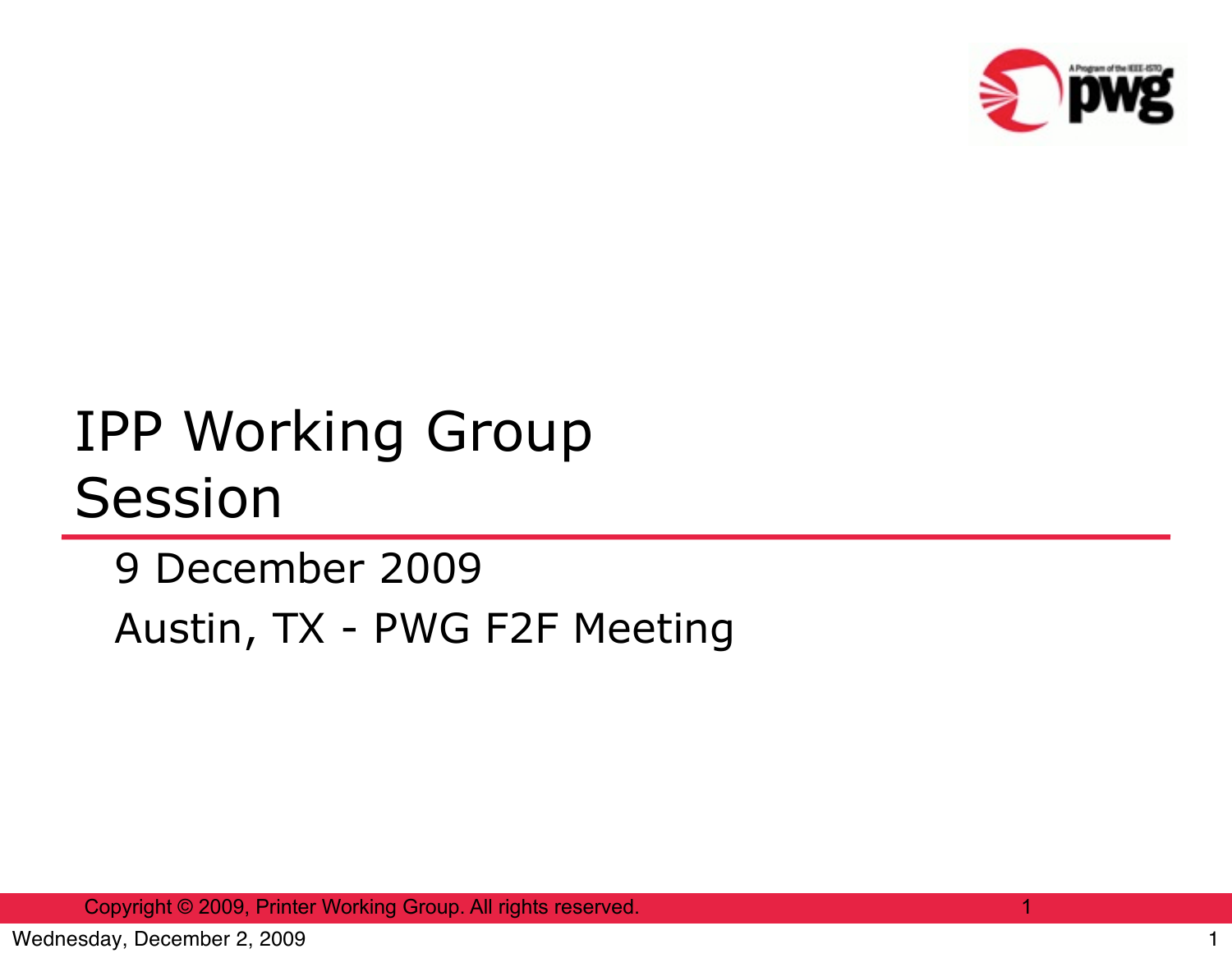# IPP Working Group Session

9 December 2009

Austin, TX - PWG F2F Meeting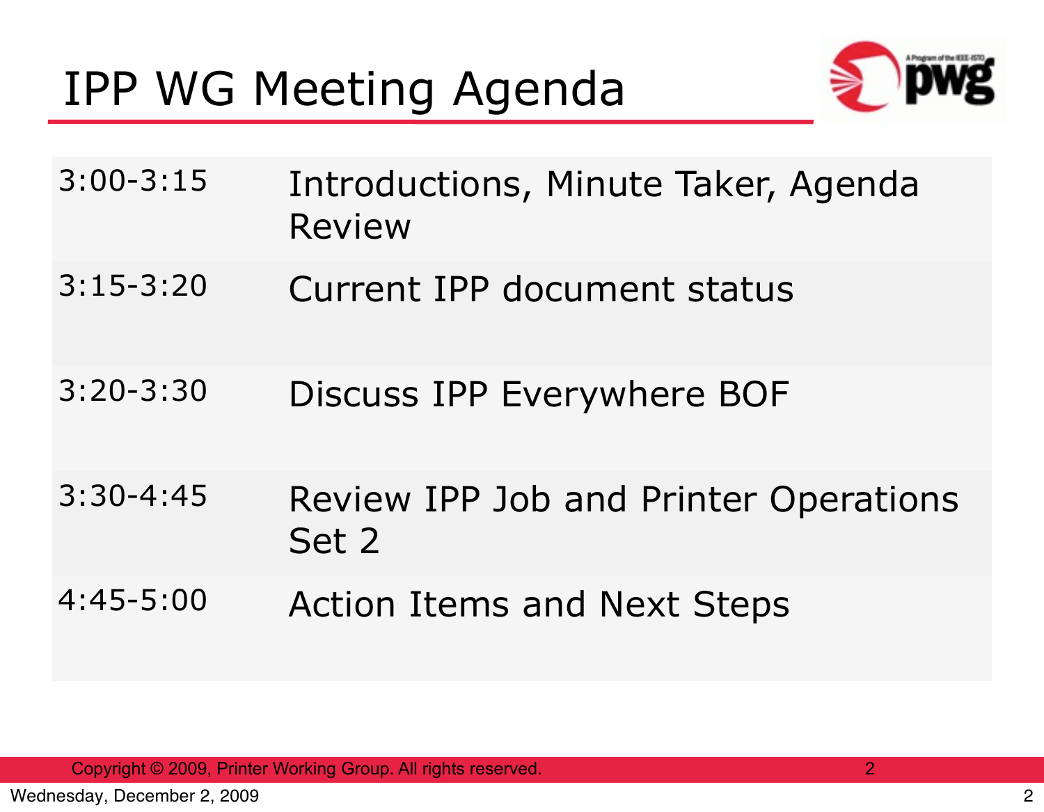# IPP WG Meeting Agenda

| | |
|---|---|
| 3:00-3:15 | Introductions, Minute Taker, Agenda Review |
| 3:15-3:20 | Current IPP document status |
| 3:20-3:30 | Discuss IPP Everywhere BOF |
| 3:30-4:45 | Review IPP Job and Printer Operations Set 2 |
| 4:45-5:00 | Action Items and Next Steps |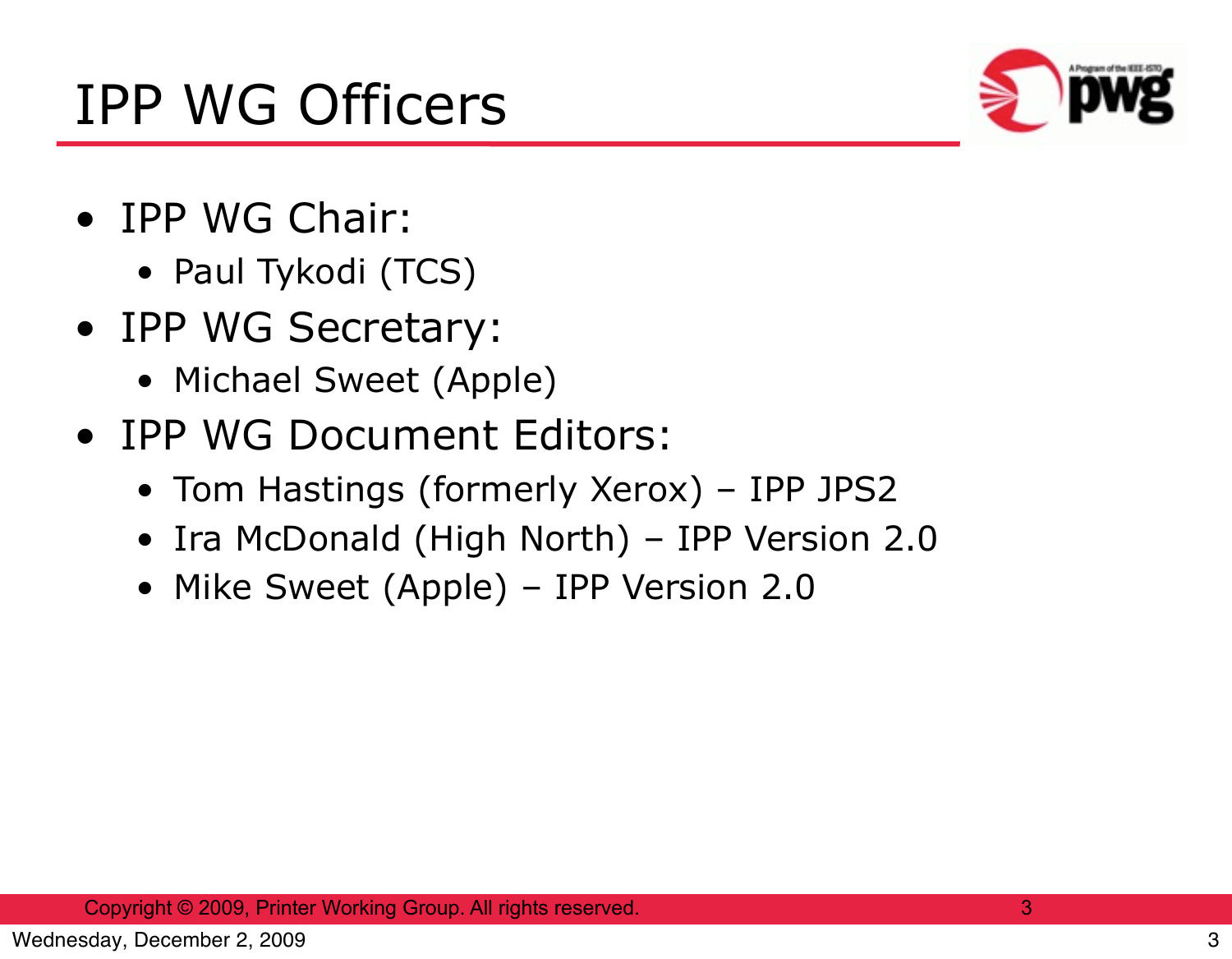# IPP WG Officers

- IPP WG Chair:
  - Paul Tykodi (TCS)
- IPP WG Secretary:
  - Michael Sweet (Apple)
- IPP WG Document Editors:
  - Tom Hastings (formerly Xerox) – IPP JPS2
  - Ira McDonald (High North) – IPP Version 2.0
  - Mike Sweet (Apple) – IPP Version 2.0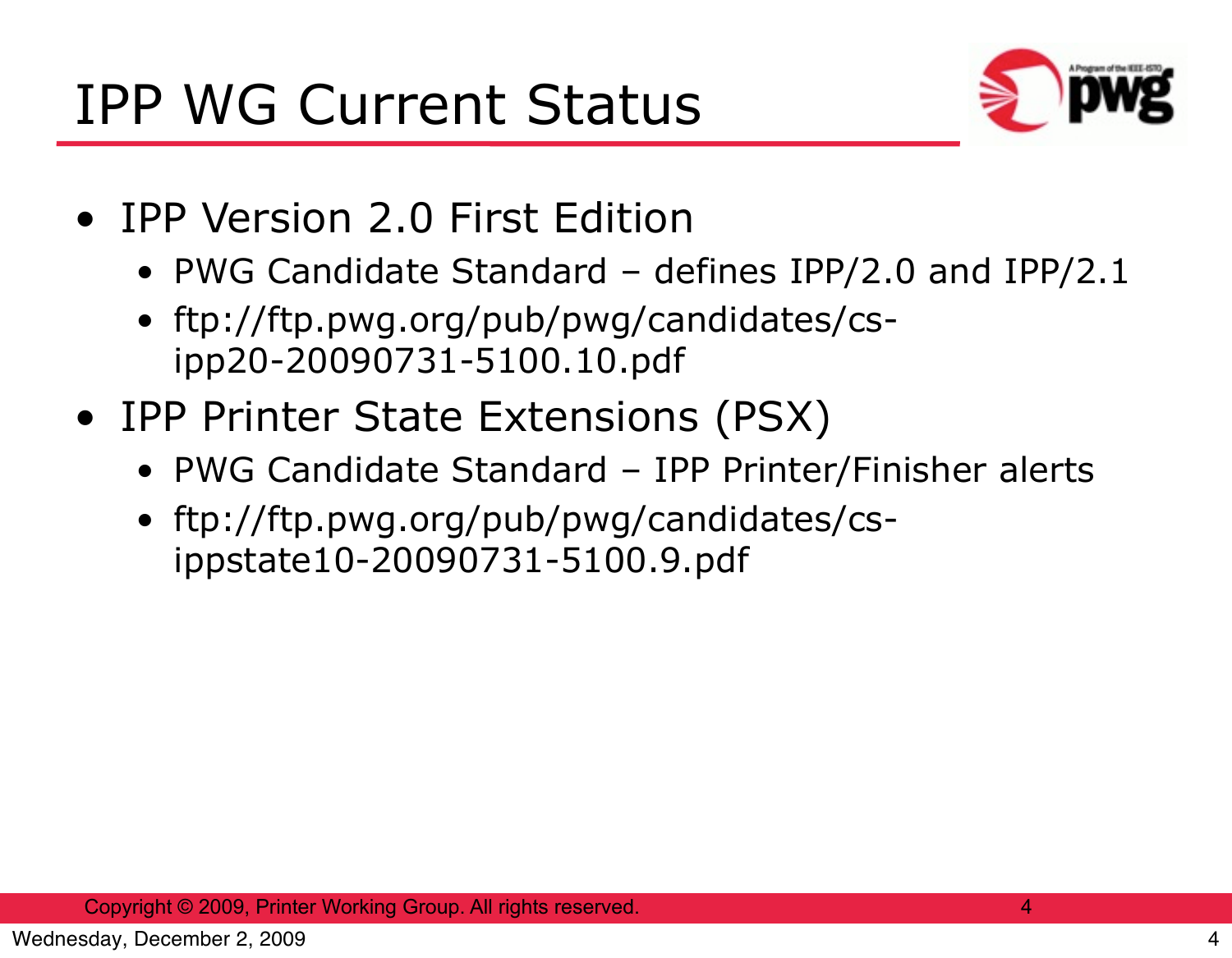# IPP WG Current Status

- IPP Version 2.0 First Edition
  - PWG Candidate Standard – defines IPP/2.0 and IPP/2.1
  - ftp://ftp.pwg.org/pub/pwg/candidates/cs-ipp20-20090731-5100.10.pdf
- IPP Printer State Extensions (PSX)
  - PWG Candidate Standard – IPP Printer/Finisher alerts
  - ftp://ftp.pwg.org/pub/pwg/candidates/cs-ippstate10-20090731-5100.9.pdf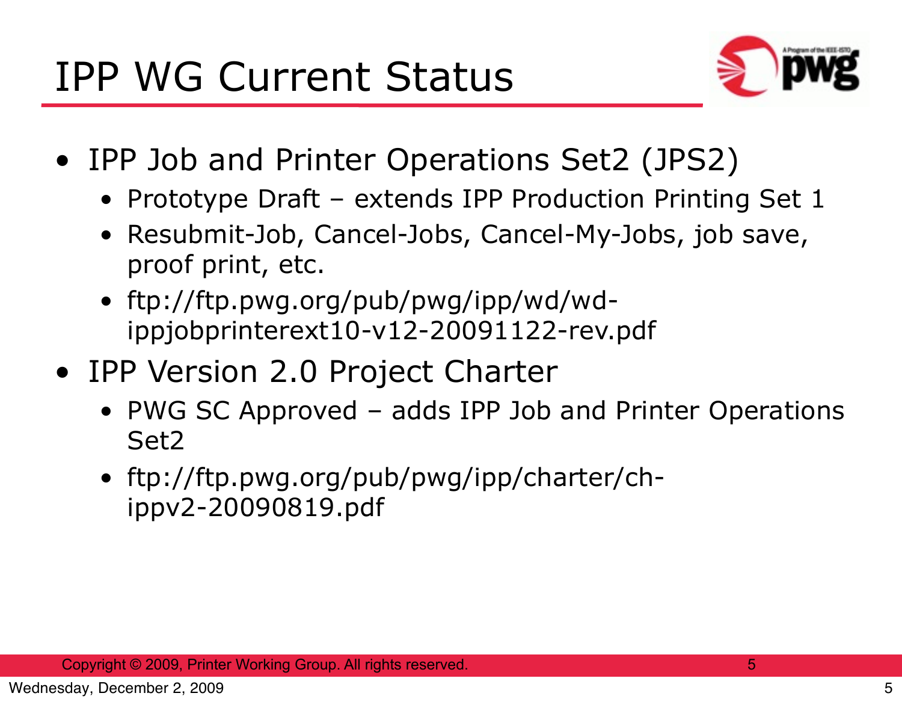# IPP WG Current Status

- IPP Job and Printer Operations Set2 (JPS2)
  - Prototype Draft – extends IPP Production Printing Set 1
  - Resubmit-Job, Cancel-Jobs, Cancel-My-Jobs, job save, proof print, etc.
  - ftp://ftp.pwg.org/pub/pwg/ipp/wd/wd-ippjobprinterext10-v12-20091122-rev.pdf
- IPP Version 2.0 Project Charter
  - PWG SC Approved – adds IPP Job and Printer Operations Set2
  - ftp://ftp.pwg.org/pub/pwg/ipp/charter/ch-ippv2-20090819.pdf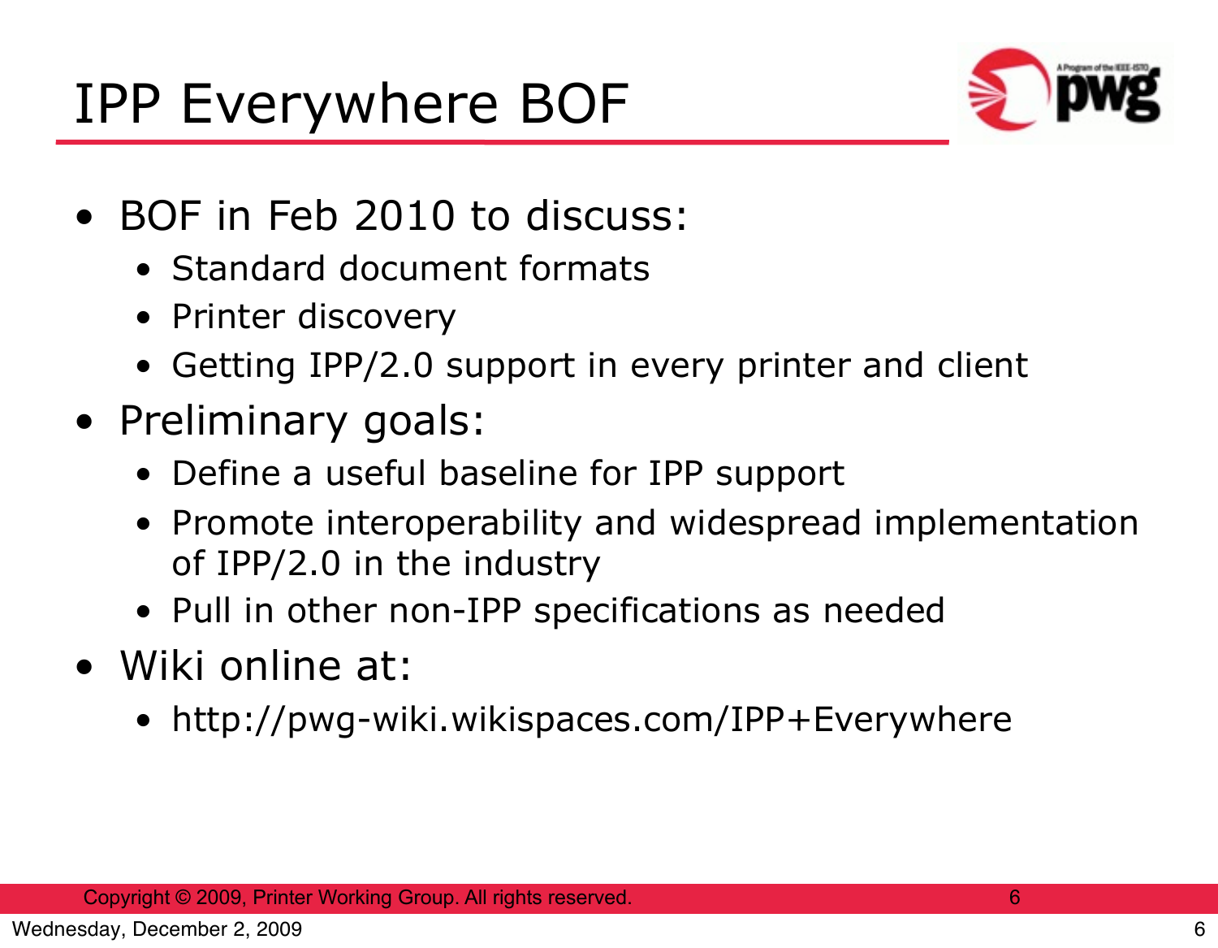# IPP Everywhere BOF

- BOF in Feb 2010 to discuss:
  - Standard document formats
  - Printer discovery
  - Getting IPP/2.0 support in every printer and client
- Preliminary goals:
  - Define a useful baseline for IPP support
  - Promote interoperability and widespread implementation of IPP/2.0 in the industry
  - Pull in other non-IPP specifications as needed
- Wiki online at:
  - http://pwg-wiki.wikispaces.com/IPP+Everywhere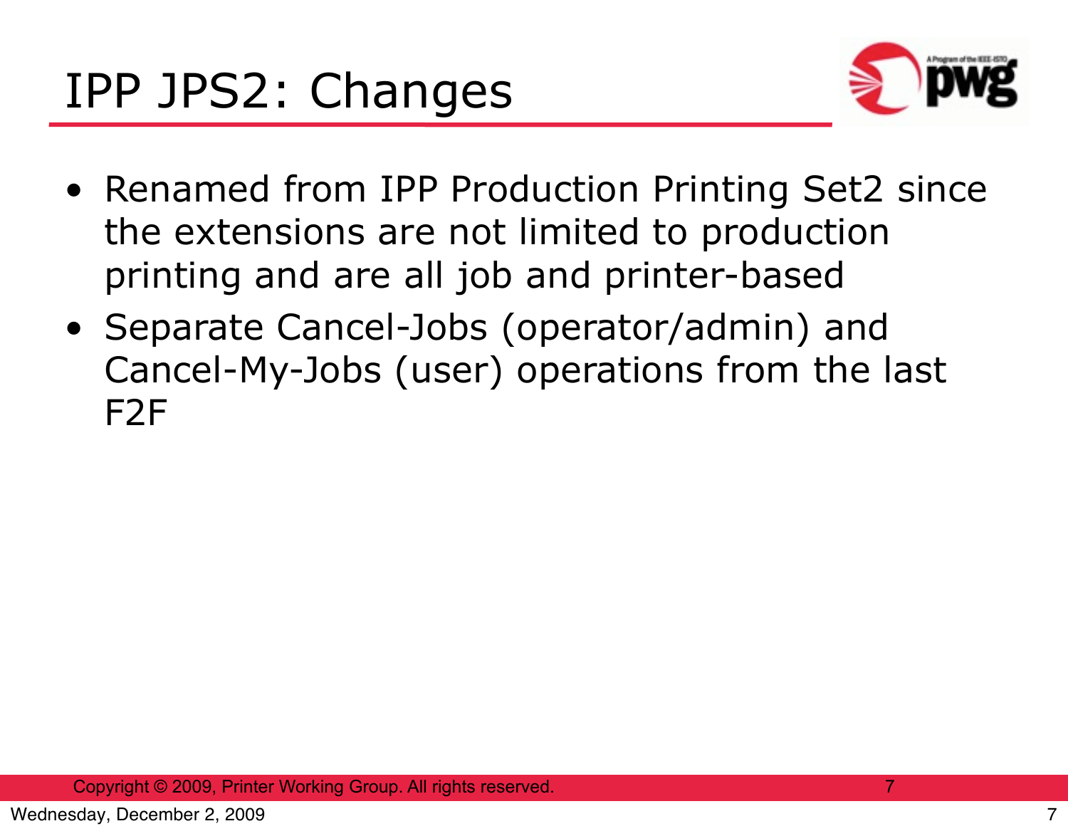# IPP JPS2: Changes

- Renamed from IPP Production Printing Set2 since the extensions are not limited to production printing and are all job and printer-based
- Separate Cancel-Jobs (operator/admin) and Cancel-My-Jobs (user) operations from the last F2F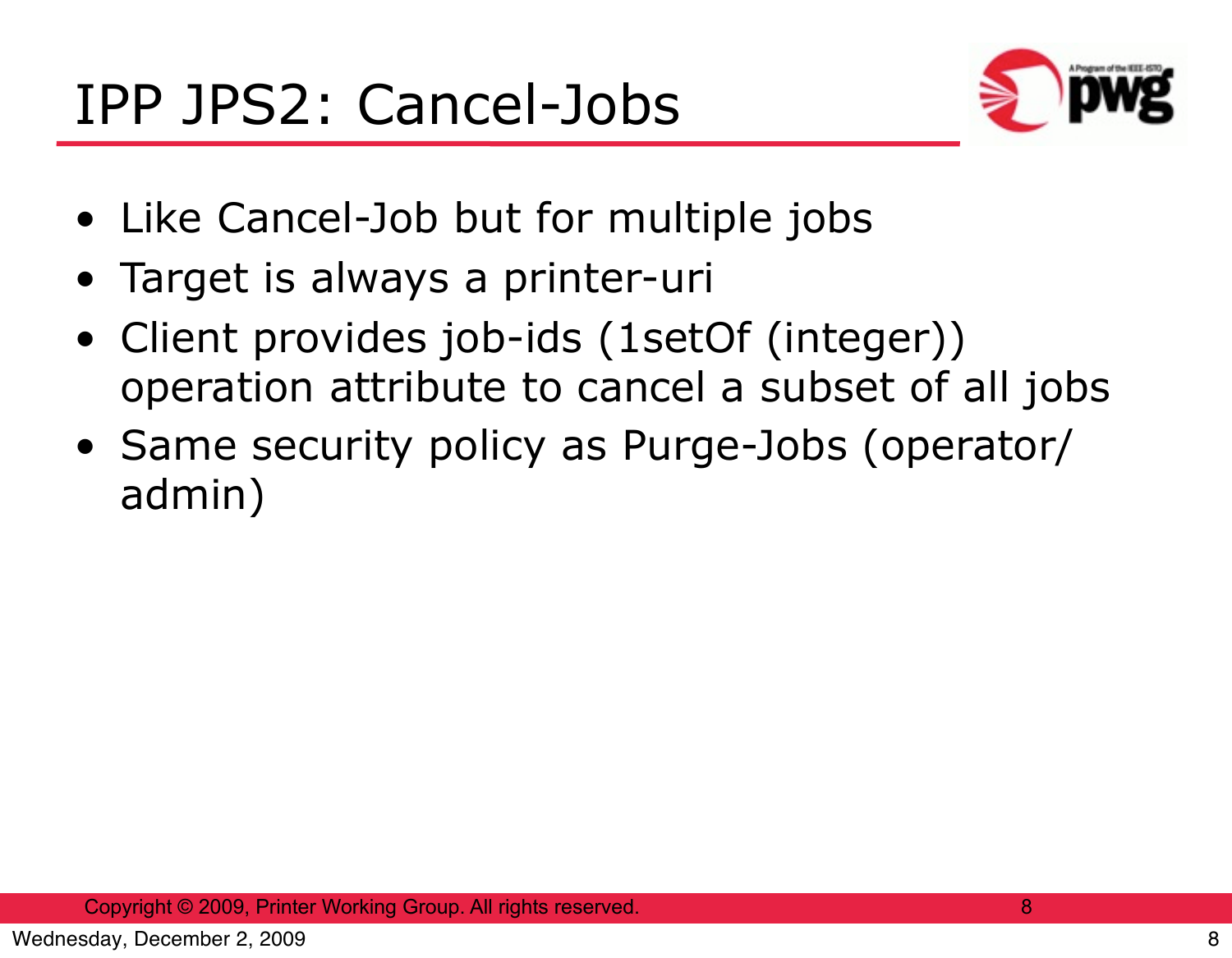# IPP JPS2: Cancel-Jobs

- Like Cancel-Job but for multiple jobs
- Target is always a printer-uri
- Client provides job-ids (1setOf (integer)) operation attribute to cancel a subset of all jobs
- Same security policy as Purge-Jobs (operator/ admin)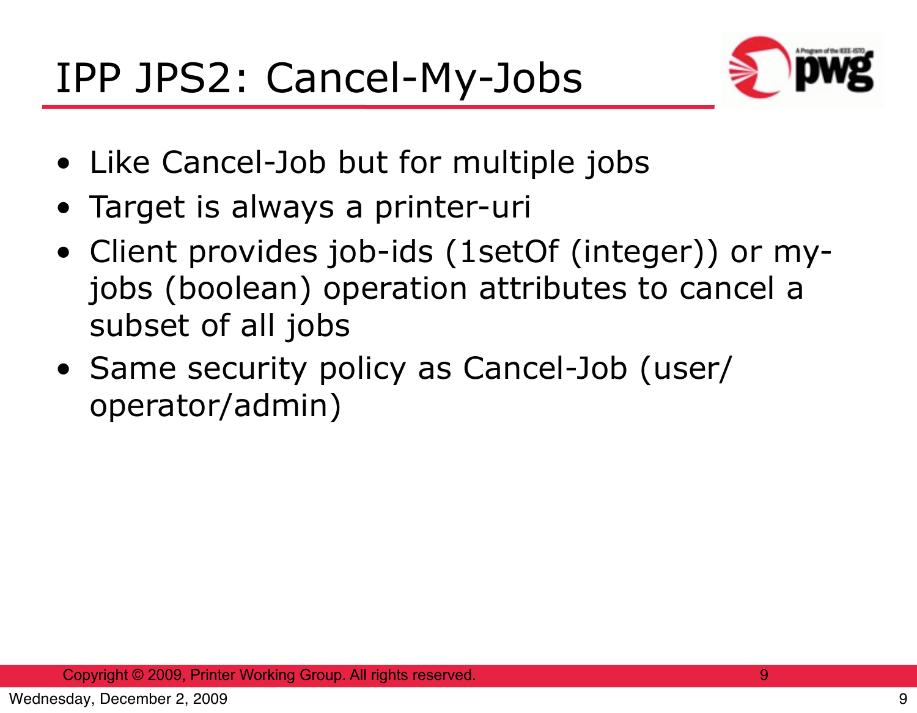# IPP JPS2: Cancel-My-Jobs

- Like Cancel-Job but for multiple jobs
- Target is always a printer-uri
- Client provides job-ids (1setOf (integer)) or my-jobs (boolean) operation attributes to cancel a subset of all jobs
- Same security policy as Cancel-Job (user/operator/admin)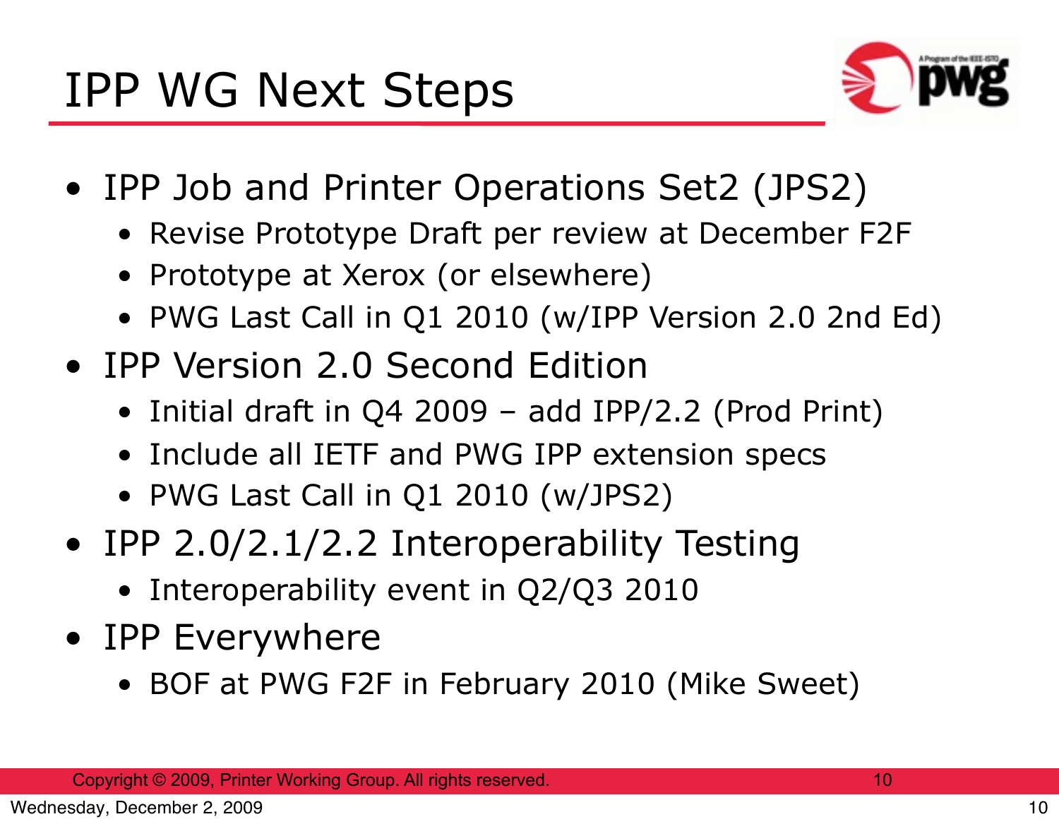# IPP WG Next Steps

- IPP Job and Printer Operations Set2 (JPS2)
  - Revise Prototype Draft per review at December F2F
  - Prototype at Xerox (or elsewhere)
  - PWG Last Call in Q1 2010 (w/IPP Version 2.0 2nd Ed)
- IPP Version 2.0 Second Edition
  - Initial draft in Q4 2009 – add IPP/2.2 (Prod Print)
  - Include all IETF and PWG IPP extension specs
  - PWG Last Call in Q1 2010 (w/JPS2)
- IPP 2.0/2.1/2.2 Interoperability Testing
  - Interoperability event in Q2/Q3 2010
- IPP Everywhere
  - BOF at PWG F2F in February 2010 (Mike Sweet)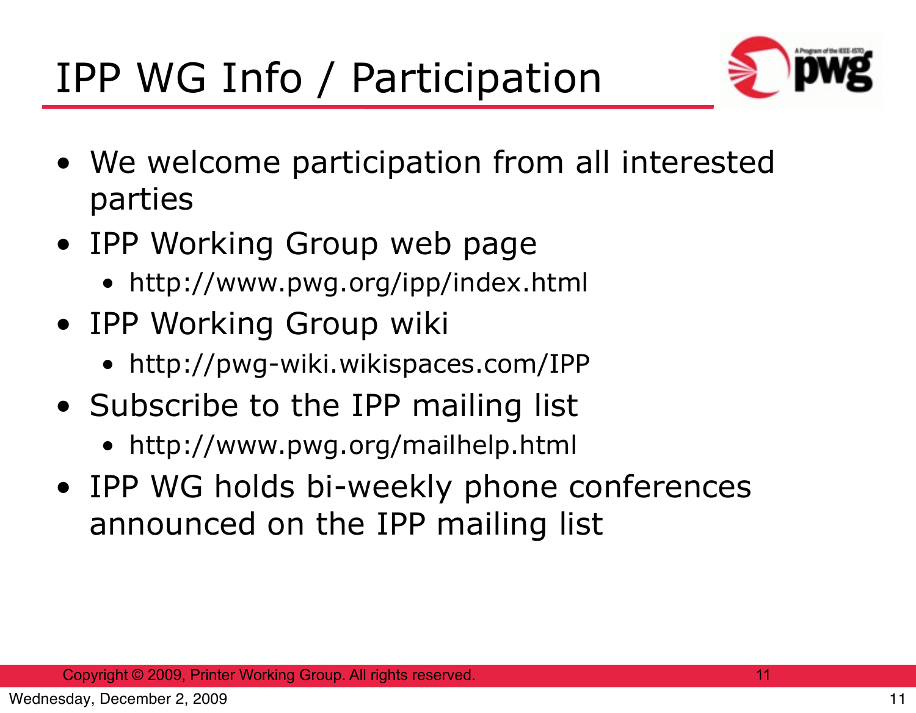# IPP WG Info / Participation

- We welcome participation from all interested parties
- IPP Working Group web page
  - http://www.pwg.org/ipp/index.html
- IPP Working Group wiki
  - http://pwg-wiki.wikispaces.com/IPP
- Subscribe to the IPP mailing list
  - http://www.pwg.org/mailhelp.html
- IPP WG holds bi-weekly phone conferences announced on the IPP mailing list